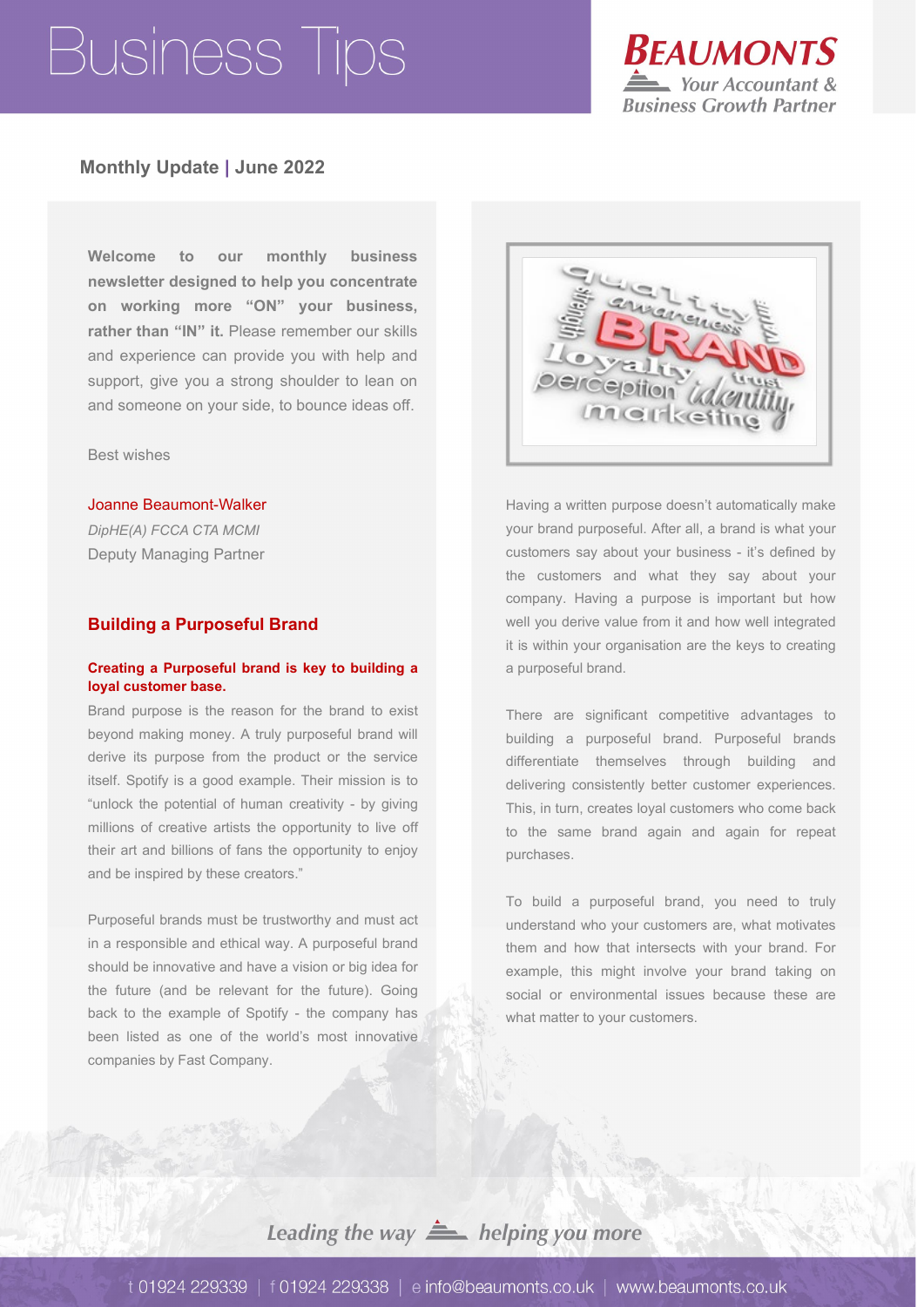# Business Tips

**BEAUMONTS**
*Your Accountant & Business Growth Partner*

**Monthly Update | June 2022**

**Welcome to our monthly business newsletter designed to help you concentrate on working more "ON" your business, rather than "IN" it.** Please remember our skills and experience can provide you with help and support, give you a strong shoulder to lean on and someone on your side, to bounce ideas off.

Best wishes

Joanne Beaumont-Walker
*DipHE(A) FCCA CTA MCMI*
Deputy Managing Partner

## Building a Purposeful Brand

**Creating a Purposeful brand is key to building a loyal customer base.**

Brand purpose is the reason for the brand to exist beyond making money. A truly purposeful brand will derive its purpose from the product or the service itself. Spotify is a good example. Their mission is to "unlock the potential of human creativity - by giving millions of creative artists the opportunity to live off their art and billions of fans the opportunity to enjoy and be inspired by these creators."

Purposeful brands must be trustworthy and must act in a responsible and ethical way. A purposeful brand should be innovative and have a vision or big idea for the future (and be relevant for the future). Going back to the example of Spotify - the company has been listed as one of the world's most innovative companies by Fast Company.

Having a written purpose doesn't automatically make your brand purposeful. After all, a brand is what your customers say about your business - it's defined by the customers and what they say about your company. Having a purpose is important but how well you derive value from it and how well integrated it is within your organisation are the keys to creating a purposeful brand.

There are significant competitive advantages to building a purposeful brand. Purposeful brands differentiate themselves through building and delivering consistently better customer experiences. This, in turn, creates loyal customers who come back to the same brand again and again for repeat purchases.

To build a purposeful brand, you need to truly understand who your customers are, what motivates them and how that intersects with your brand. For example, this might involve your brand taking on social or environmental issues because these are what matter to your customers.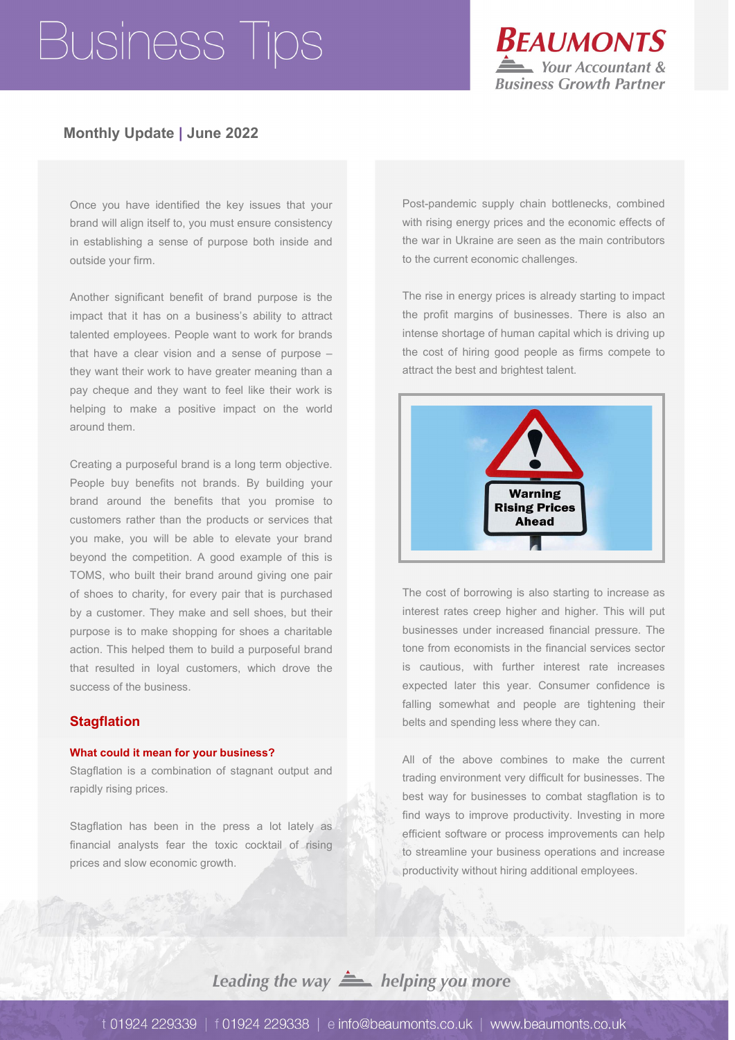Once you have identified the key issues that your brand will align itself to, you must ensure consistency in establishing a sense of purpose both inside and outside your firm.

Another significant benefit of brand purpose is the impact that it has on a business's ability to attract talented employees. People want to work for brands that have a clear vision and a sense of purpose – they want their work to have greater meaning than a pay cheque and they want to feel like their work is helping to make a positive impact on the world around them.

Creating a purposeful brand is a long term objective. People buy benefits not brands. By building your brand around the benefits that you promise to customers rather than the products or services that you make, you will be able to elevate your brand beyond the competition. A good example of this is TOMS, who built their brand around giving one pair of shoes to charity, for every pair that is purchased by a customer. They make and sell shoes, but their purpose is to make shopping for shoes a charitable action. This helped them to build a purposeful brand that resulted in loyal customers, which drove the success of the business.

## Stagflation

### What could it mean for your business?

Stagflation is a combination of stagnant output and rapidly rising prices.

Stagflation has been in the press a lot lately as financial analysts fear the toxic cocktail of rising prices and slow economic growth.

Post-pandemic supply chain bottlenecks, combined with rising energy prices and the economic effects of the war in Ukraine are seen as the main contributors to the current economic challenges.

The rise in energy prices is already starting to impact the profit margins of businesses. There is also an intense shortage of human capital which is driving up the cost of hiring good people as firms compete to attract the best and brightest talent.

The cost of borrowing is also starting to increase as interest rates creep higher and higher. This will put businesses under increased financial pressure. The tone from economists in the financial services sector is cautious, with further interest rate increases expected later this year. Consumer confidence is falling somewhat and people are tightening their belts and spending less where they can.

All of the above combines to make the current trading environment very difficult for businesses. The best way for businesses to combat stagflation is to find ways to improve productivity. Investing in more efficient software or process improvements can help to streamline your business operations and increase productivity without hiring additional employees.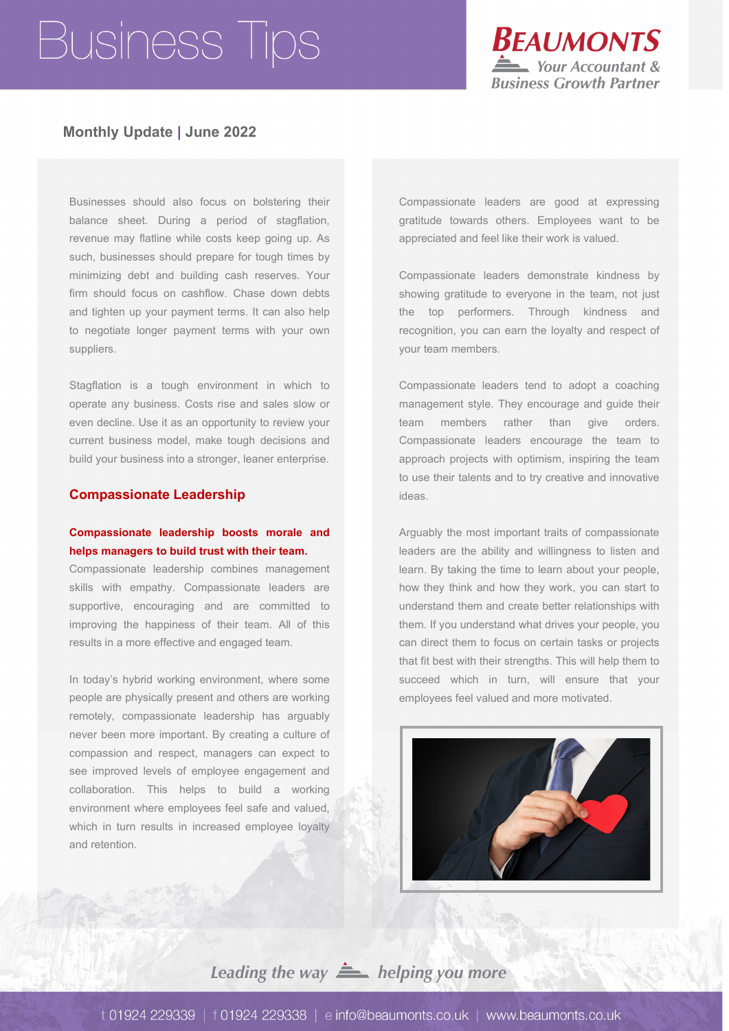Businesses should also focus on bolstering their balance sheet. During a period of stagflation, revenue may flatline while costs keep going up. As such, businesses should prepare for tough times by minimizing debt and building cash reserves. Your firm should focus on cashflow. Chase down debts and tighten up your payment terms. It can also help to negotiate longer payment terms with your own suppliers.

Stagflation is a tough environment in which to operate any business. Costs rise and sales slow or even decline. Use it as an opportunity to review your current business model, make tough decisions and build your business into a stronger, leaner enterprise.

## Compassionate Leadership

**Compassionate leadership boosts morale and helps managers to build trust with their team.**

Compassionate leadership combines management skills with empathy. Compassionate leaders are supportive, encouraging and are committed to improving the happiness of their team. All of this results in a more effective and engaged team.

In today's hybrid working environment, where some people are physically present and others are working remotely, compassionate leadership has arguably never been more important. By creating a culture of compassion and respect, managers can expect to see improved levels of employee engagement and collaboration. This helps to build a working environment where employees feel safe and valued, which in turn results in increased employee loyalty and retention.

Compassionate leaders are good at expressing gratitude towards others. Employees want to be appreciated and feel like their work is valued.

Compassionate leaders demonstrate kindness by showing gratitude to everyone in the team, not just the top performers. Through kindness and recognition, you can earn the loyalty and respect of your team members.

Compassionate leaders tend to adopt a coaching management style. They encourage and guide their team members rather than give orders. Compassionate leaders encourage the team to approach projects with optimism, inspiring the team to use their talents and to try creative and innovative ideas.

Arguably the most important traits of compassionate leaders are the ability and willingness to listen and learn. By taking the time to learn about your people, how they think and how they work, you can start to understand them and create better relationships with them. If you understand what drives your people, you can direct them to focus on certain tasks or projects that fit best with their strengths. This will help them to succeed which in turn, will ensure that your employees feel valued and more motivated.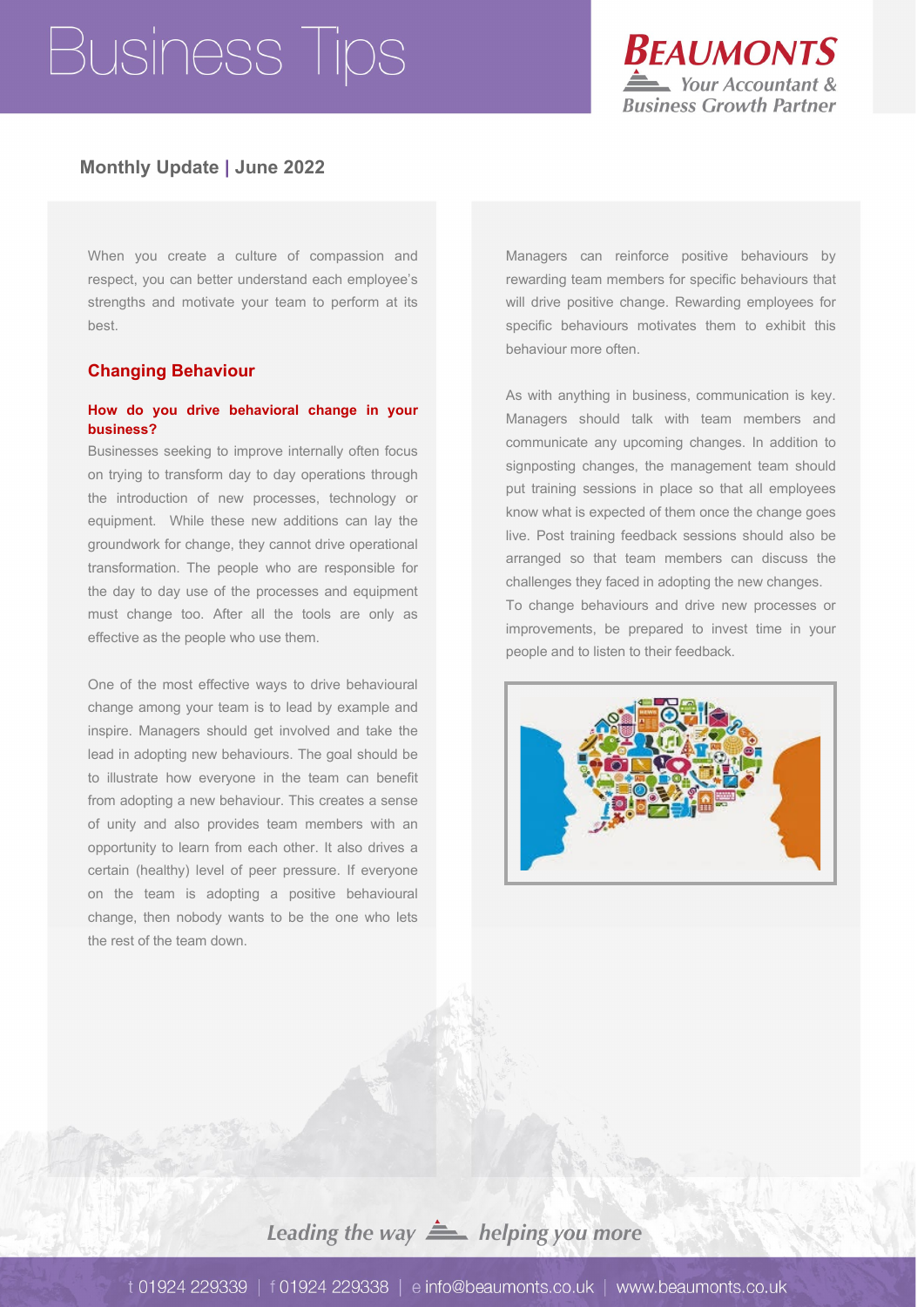When you create a culture of compassion and respect, you can better understand each employee's strengths and motivate your team to perform at its best.

## Changing Behaviour

### How do you drive behavioral change in your business?

Businesses seeking to improve internally often focus on trying to transform day to day operations through the introduction of new processes, technology or equipment. While these new additions can lay the groundwork for change, they cannot drive operational transformation. The people who are responsible for the day to day use of the processes and equipment must change too. After all the tools are only as effective as the people who use them.

One of the most effective ways to drive behavioural change among your team is to lead by example and inspire. Managers should get involved and take the lead in adopting new behaviours. The goal should be to illustrate how everyone in the team can benefit from adopting a new behaviour. This creates a sense of unity and also provides team members with an opportunity to learn from each other. It also drives a certain (healthy) level of peer pressure. If everyone on the team is adopting a positive behavioural change, then nobody wants to be the one who lets the rest of the team down.

Managers can reinforce positive behaviours by rewarding team members for specific behaviours that will drive positive change. Rewarding employees for specific behaviours motivates them to exhibit this behaviour more often.

As with anything in business, communication is key. Managers should talk with team members and communicate any upcoming changes. In addition to signposting changes, the management team should put training sessions in place so that all employees know what is expected of them once the change goes live. Post training feedback sessions should also be arranged so that team members can discuss the challenges they faced in adopting the new changes.

To change behaviours and drive new processes or improvements, be prepared to invest time in your people and to listen to their feedback.